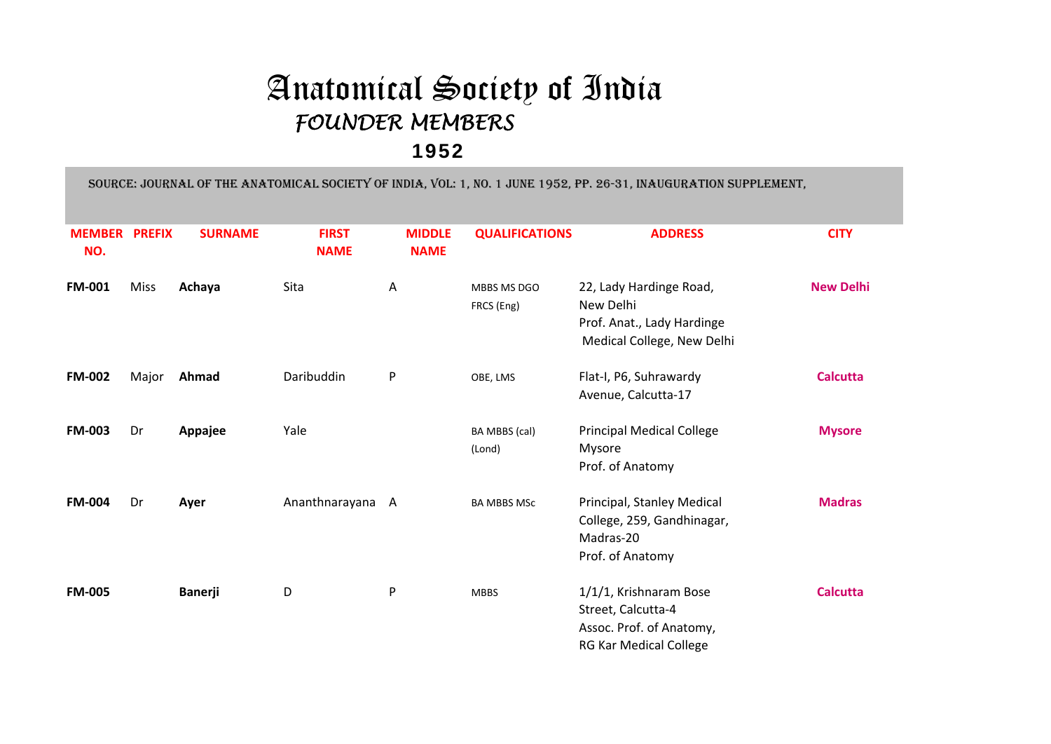# Anatomical Society of India

## *FOUNDER MEMBERS*

## 1952

SOURCE: JOURNAL OF THE ANATOMICAL SOCIETY OF INDIA, VOL: 1, NO. 1 JUNE 1952, PP. 26-31, INAUGURATION SUPPLEMENT,

| MEMBER NO. | PREFIX | SURNAME | FIRST NAME | MIDDLE NAME | QUALIFICATIONS | ADDRESS | CITY |
|---|---|---|---|---|---|---|---|
| **FM-001** | Miss | **Achaya** | Sita | A | MBBS MS DGO FRCS (Eng) | 22, Lady Hardinge Road, New Delhi<br>Prof. Anat., Lady Hardinge Medical College, New Delhi | **New Delhi** |
| **FM-002** | Major | **Ahmad** | Daribuddin | P | OBE, LMS | Flat-I, P6, Suhrawardy Avenue, Calcutta-17 | **Calcutta** |
| **FM-003** | Dr | **Appajee** | Yale | | BA MBBS (cal) (Lond) | Principal Medical College Mysore<br>Prof. of Anatomy | **Mysore** |
| **FM-004** | Dr | **Ayer** | Ananthnarayana | A | BA MBBS MSc | Principal, Stanley Medical College, 259, Gandhinagar, Madras-20<br>Prof. of Anatomy | **Madras** |
| **FM-005** | | **Banerji** | D | P | MBBS | 1/1/1, Krishnaram Bose Street, Calcutta-4<br>Assoc. Prof. of Anatomy, RG Kar Medical College | **Calcutta** |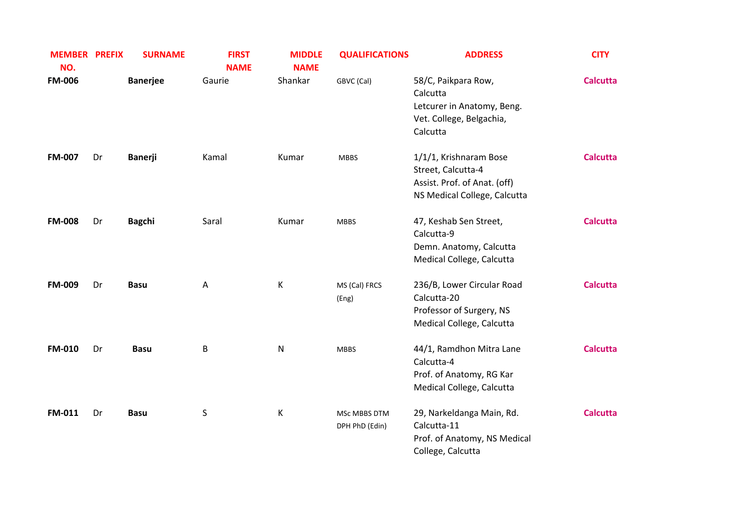| MEMBER NO. | PREFIX | SURNAME | FIRST NAME | MIDDLE NAME | QUALIFICATIONS | ADDRESS | CITY |
|---|---|---|---|---|---|---|---|
| **FM-006** | | **Banerjee** | Gaurie | Shankar | GBVC (Cal) | 58/C, Paikpara Row, Calcutta<br>Letcurer in Anatomy, Beng. Vet. College, Belgachia, Calcutta | **Calcutta** |
| **FM-007** | Dr | **Banerji** | Kamal | Kumar | MBBS | 1/1/1, Krishnaram Bose Street, Calcutta-4<br>Assist. Prof. of Anat. (off) NS Medical College, Calcutta | **Calcutta** |
| **FM-008** | Dr | **Bagchi** | Saral | Kumar | MBBS | 47, Keshab Sen Street, Calcutta-9<br>Demn. Anatomy, Calcutta Medical College, Calcutta | **Calcutta** |
| **FM-009** | Dr | **Basu** | A | K | MS (Cal) FRCS (Eng) | 236/B, Lower Circular Road Calcutta-20<br>Professor of Surgery, NS Medical College, Calcutta | **Calcutta** |
| **FM-010** | Dr | **Basu** | B | N | MBBS | 44/1, Ramdhon Mitra Lane Calcutta-4<br>Prof. of Anatomy, RG Kar Medical College, Calcutta | **Calcutta** |
| **FM-011** | Dr | **Basu** | S | K | MSc MBBS DTM DPH PhD (Edin) | 29, Narkeldanga Main, Rd. Calcutta-11<br>Prof. of Anatomy, NS Medical College, Calcutta | **Calcutta** |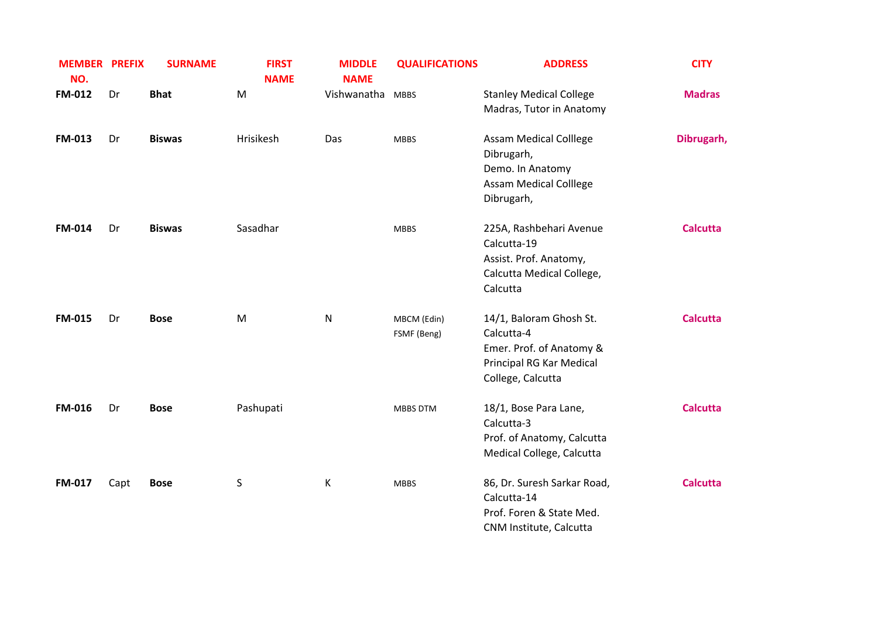| MEMBER NO. | PREFIX | SURNAME | FIRST NAME | MIDDLE NAME | QUALIFICATIONS | ADDRESS | CITY |
|---|---|---|---|---|---|---|---|
| **FM-012** | Dr | **Bhat** | M | Vishwanatha | MBBS | Stanley Medical College Madras, Tutor in Anatomy | **Madras** |
| **FM-013** | Dr | **Biswas** | Hrisikesh | Das | MBBS | Assam Medical Colllege Dibrugarh, Demo. In Anatomy Assam Medical Colllege Dibrugarh, | **Dibrugarh,** |
| **FM-014** | Dr | **Biswas** | Sasadhar | | MBBS | 225A, Rashbehari Avenue Calcutta-19 Assist. Prof. Anatomy, Calcutta Medical College, Calcutta | **Calcutta** |
| **FM-015** | Dr | **Bose** | M | N | MBCM (Edin) FSMF (Beng) | 14/1, Baloram Ghosh St. Calcutta-4 Emer. Prof. of Anatomy & Principal RG Kar Medical College, Calcutta | **Calcutta** |
| **FM-016** | Dr | **Bose** | Pashupati | | MBBS DTM | 18/1, Bose Para Lane, Calcutta-3 Prof. of Anatomy, Calcutta Medical College, Calcutta | **Calcutta** |
| **FM-017** | Capt | **Bose** | S | K | MBBS | 86, Dr. Suresh Sarkar Road, Calcutta-14 Prof. Foren & State Med. CNM Institute, Calcutta | **Calcutta** |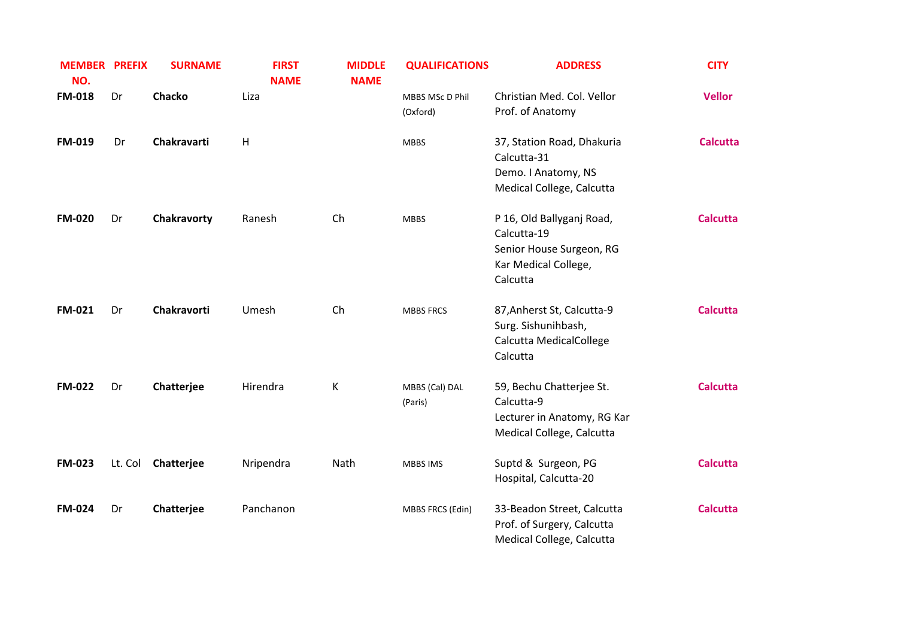| MEMBER NO. | PREFIX | SURNAME | FIRST NAME | MIDDLE NAME | QUALIFICATIONS | ADDRESS | CITY |
|---|---|---|---|---|---|---|---|
| **FM-018** | Dr | **Chacko** | Liza | | MBBS MSc D Phil (Oxford) | Christian Med. Col. Vellor Prof. of Anatomy | **Vellor** |
| **FM-019** | Dr | **Chakravarti** | H | | MBBS | 37, Station Road, Dhakuria Calcutta-31 Demo. I Anatomy, NS Medical College, Calcutta | **Calcutta** |
| **FM-020** | Dr | **Chakravorty** | Ranesh | Ch | MBBS | P 16, Old Ballyganj Road, Calcutta-19 Senior House Surgeon, RG Kar Medical College, Calcutta | **Calcutta** |
| **FM-021** | Dr | **Chakravorti** | Umesh | Ch | MBBS FRCS | 87,Anherst St, Calcutta-9 Surg. Sishunihbash, Calcutta MedicalCollege Calcutta | **Calcutta** |
| **FM-022** | Dr | **Chatterjee** | Hirendra | K | MBBS (Cal) DAL (Paris) | 59, Bechu Chatterjee St. Calcutta-9 Lecturer in Anatomy, RG Kar Medical College, Calcutta | **Calcutta** |
| **FM-023** | Lt. Col | **Chatterjee** | Nripendra | Nath | MBBS IMS | Suptd & Surgeon, PG Hospital, Calcutta-20 | **Calcutta** |
| **FM-024** | Dr | **Chatterjee** | Panchanon | | MBBS FRCS (Edin) | 33-Beadon Street, Calcutta Prof. of Surgery, Calcutta Medical College, Calcutta | **Calcutta** |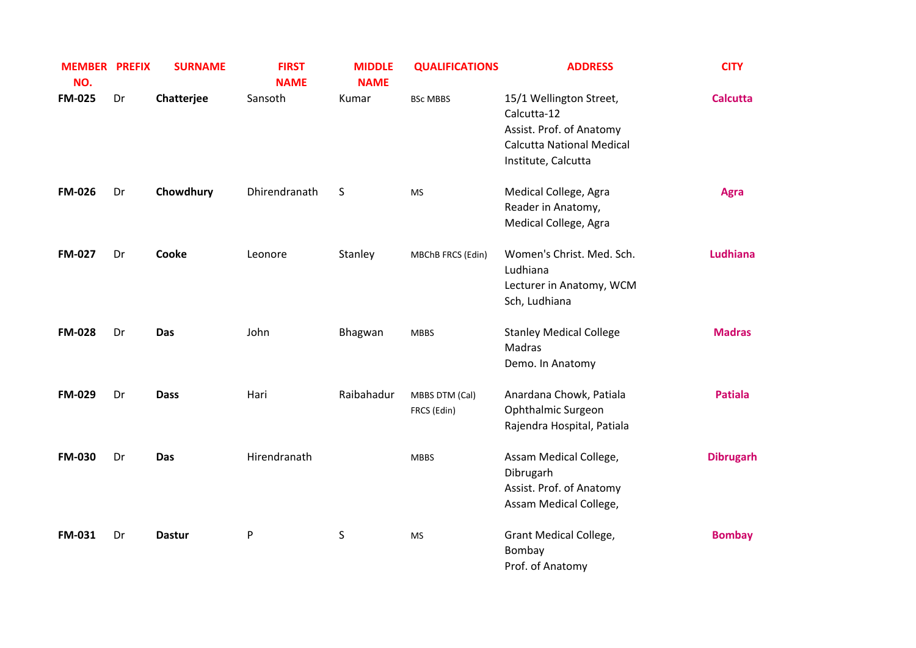| MEMBER NO. | PREFIX | SURNAME | FIRST NAME | MIDDLE NAME | QUALIFICATIONS | ADDRESS | CITY |
|---|---|---|---|---|---|---|---|
| **FM-025** | Dr | **Chatterjee** | Sansoth | Kumar | BSc MBBS | 15/1 Wellington Street, Calcutta-12<br>Assist. Prof. of Anatomy Calcutta National Medical Institute, Calcutta | **Calcutta** |
| **FM-026** | Dr | **Chowdhury** | Dhirendranath | S | MS | Medical College, Agra<br>Reader in Anatomy, Medical College, Agra | **Agra** |
| **FM-027** | Dr | **Cooke** | Leonore | Stanley | MBChB FRCS (Edin) | Women's Christ. Med. Sch. Ludhiana<br>Lecturer in Anatomy, WCM Sch, Ludhiana | **Ludhiana** |
| **FM-028** | Dr | **Das** | John | Bhagwan | MBBS | Stanley Medical College Madras<br>Demo. In Anatomy | **Madras** |
| **FM-029** | Dr | **Dass** | Hari | Raibahadur | MBBS DTM (Cal) FRCS (Edin) | Anardana Chowk, Patiala<br>Ophthalmic Surgeon Rajendra Hospital, Patiala | **Patiala** |
| **FM-030** | Dr | **Das** | Hirendranath | | MBBS | Assam Medical College, Dibrugarh<br>Assist. Prof. of Anatomy Assam Medical College, | **Dibrugarh** |
| **FM-031** | Dr | **Dastur** | P | S | MS | Grant Medical College, Bombay<br>Prof. of Anatomy | **Bombay** |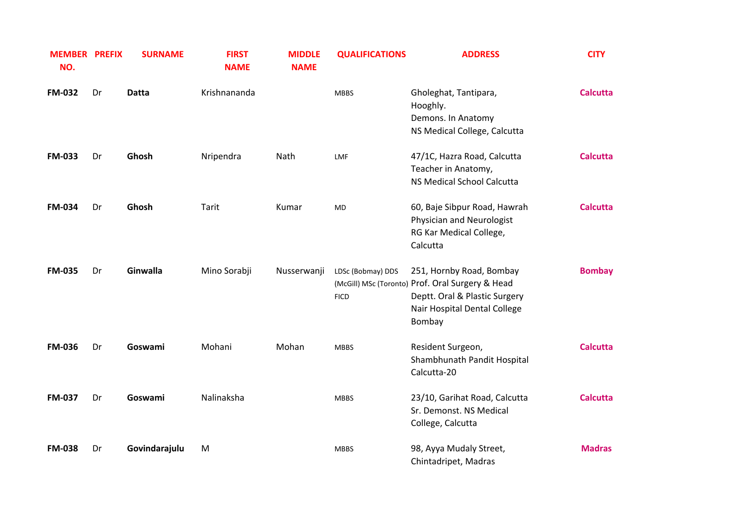| MEMBER NO. | PREFIX | SURNAME | FIRST NAME | MIDDLE NAME | QUALIFICATIONS | ADDRESS | CITY |
|---|---|---|---|---|---|---|---|
| **FM-032** | Dr | **Datta** | Krishnananda | | MBBS | Gholeghat, Tantipara, Hooghly. Demons. In Anatomy NS Medical College, Calcutta | **Calcutta** |
| **FM-033** | Dr | **Ghosh** | Nripendra | Nath | LMF | 47/1C, Hazra Road, Calcutta Teacher in Anatomy, NS Medical School Calcutta | **Calcutta** |
| **FM-034** | Dr | **Ghosh** | Tarit | Kumar | MD | 60, Baje Sibpur Road, Hawrah Physician and Neurologist RG Kar Medical College, Calcutta | **Calcutta** |
| **FM-035** | Dr | **Ginwalla** | Mino Sorabji | Nusserwanji | LDSc (Bobmay) DDS (McGill) MSc (Toronto) FICD | 251, Hornby Road, Bombay Prof. Oral Surgery & Head Deptt. Oral & Plastic Surgery Nair Hospital Dental College Bombay | **Bombay** |
| **FM-036** | Dr | **Goswami** | Mohani | Mohan | MBBS | Resident Surgeon, Shambhunath Pandit Hospital Calcutta-20 | **Calcutta** |
| **FM-037** | Dr | **Goswami** | Nalinaksha | | MBBS | 23/10, Garihat Road, Calcutta Sr. Demonst. NS Medical College, Calcutta | **Calcutta** |
| **FM-038** | Dr | **Govindarajulu** | M | | MBBS | 98, Ayya Mudaly Street, Chintadripet, Madras | **Madras** |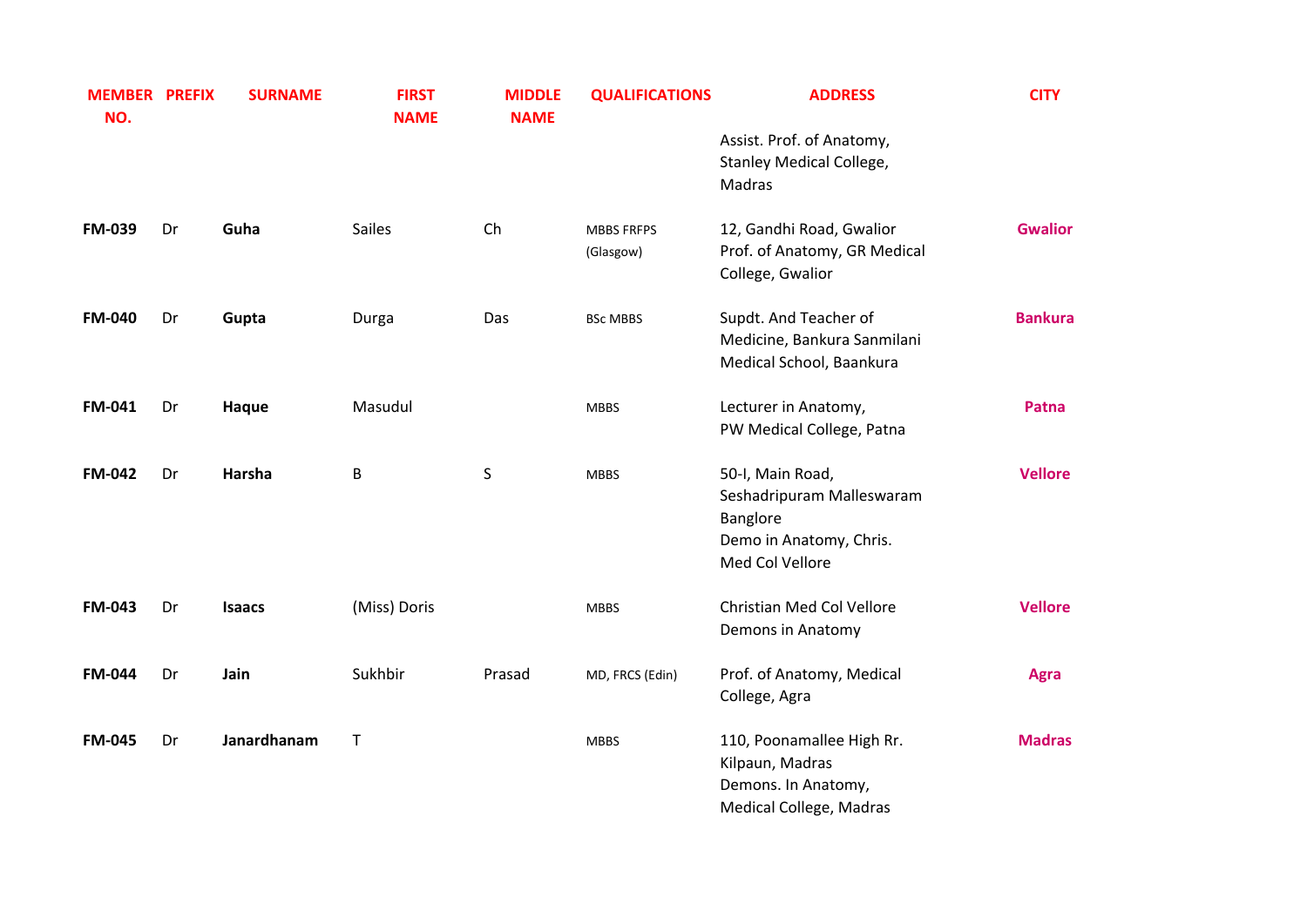| MEMBER NO. | PREFIX | SURNAME | FIRST NAME | MIDDLE NAME | QUALIFICATIONS | ADDRESS | CITY |
|---|---|---|---|---|---|---|---|
| | | | | | | Assist. Prof. of Anatomy, Stanley Medical College, Madras | |
| **FM-039** | Dr | **Guha** | Sailes | Ch | MBBS FRFPS (Glasgow) | 12, Gandhi Road, Gwalior Prof. of Anatomy, GR Medical College, Gwalior | **Gwalior** |
| **FM-040** | Dr | **Gupta** | Durga | Das | BSc MBBS | Supdt. And Teacher of Medicine, Bankura Sanmilani Medical School, Baankura | **Bankura** |
| **FM-041** | Dr | **Haque** | Masudul | | MBBS | Lecturer in Anatomy, PW Medical College, Patna | **Patna** |
| **FM-042** | Dr | **Harsha** | B | S | MBBS | 50-I, Main Road, Seshadripuram Malleswaram Banglore Demo in Anatomy, Chris. Med Col Vellore | **Vellore** |
| **FM-043** | Dr | **Isaacs** | (Miss) Doris | | MBBS | Christian Med Col Vellore Demons in Anatomy | **Vellore** |
| **FM-044** | Dr | **Jain** | Sukhbir | Prasad | MD, FRCS (Edin) | Prof. of Anatomy, Medical College, Agra | **Agra** |
| **FM-045** | Dr | **Janardhanam** | T | | MBBS | 110, Poonamallee High Rr. Kilpaun, Madras Demons. In Anatomy, Medical College, Madras | **Madras** |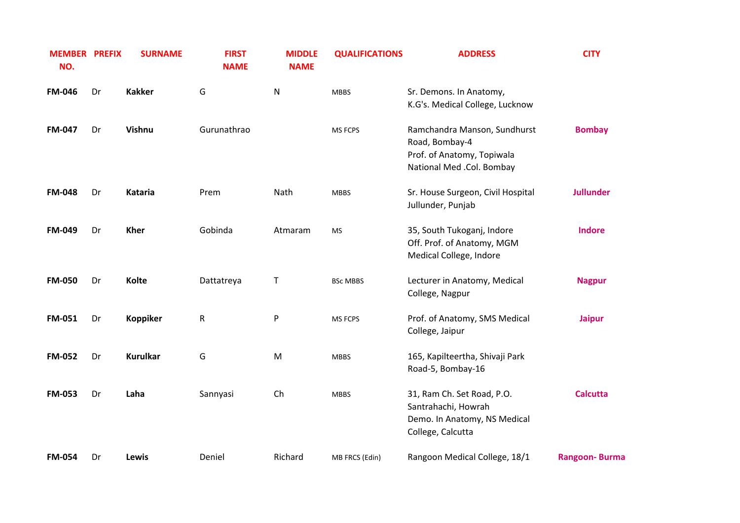| MEMBER NO. | PREFIX | SURNAME | FIRST NAME | MIDDLE NAME | QUALIFICATIONS | ADDRESS | CITY |
|---|---|---|---|---|---|---|---|
| **FM-046** | Dr | **Kakker** | G | N | MBBS | Sr. Demons. In Anatomy, K.G's. Medical College, Lucknow | |
| **FM-047** | Dr | **Vishnu** | Gurunathrao | | MS FCPS | Ramchandra Manson, Sundhurst Road, Bombay-4 Prof. of Anatomy, Topiwala National Med .Col. Bombay | **Bombay** |
| **FM-048** | Dr | **Kataria** | Prem | Nath | MBBS | Sr. House Surgeon, Civil Hospital Jullunder, Punjab | **Jullunder** |
| **FM-049** | Dr | **Kher** | Gobinda | Atmaram | MS | 35, South Tukoganj, Indore Off. Prof. of Anatomy, MGM Medical College, Indore | **Indore** |
| **FM-050** | Dr | **Kolte** | Dattatreya | T | BSc MBBS | Lecturer in Anatomy, Medical College, Nagpur | **Nagpur** |
| **FM-051** | Dr | **Koppiker** | R | P | MS FCPS | Prof. of Anatomy, SMS Medical College, Jaipur | **Jaipur** |
| **FM-052** | Dr | **Kurulkar** | G | M | MBBS | 165, Kapilteertha, Shivaji Park Road-5, Bombay-16 | |
| **FM-053** | Dr | **Laha** | Sannyasi | Ch | MBBS | 31, Ram Ch. Set Road, P.O. Santrahachi, Howrah Demo. In Anatomy, NS Medical College, Calcutta | **Calcutta** |
| **FM-054** | Dr | **Lewis** | Deniel | Richard | MB FRCS (Edin) | Rangoon Medical College, 18/1 | **Rangoon- Burma** |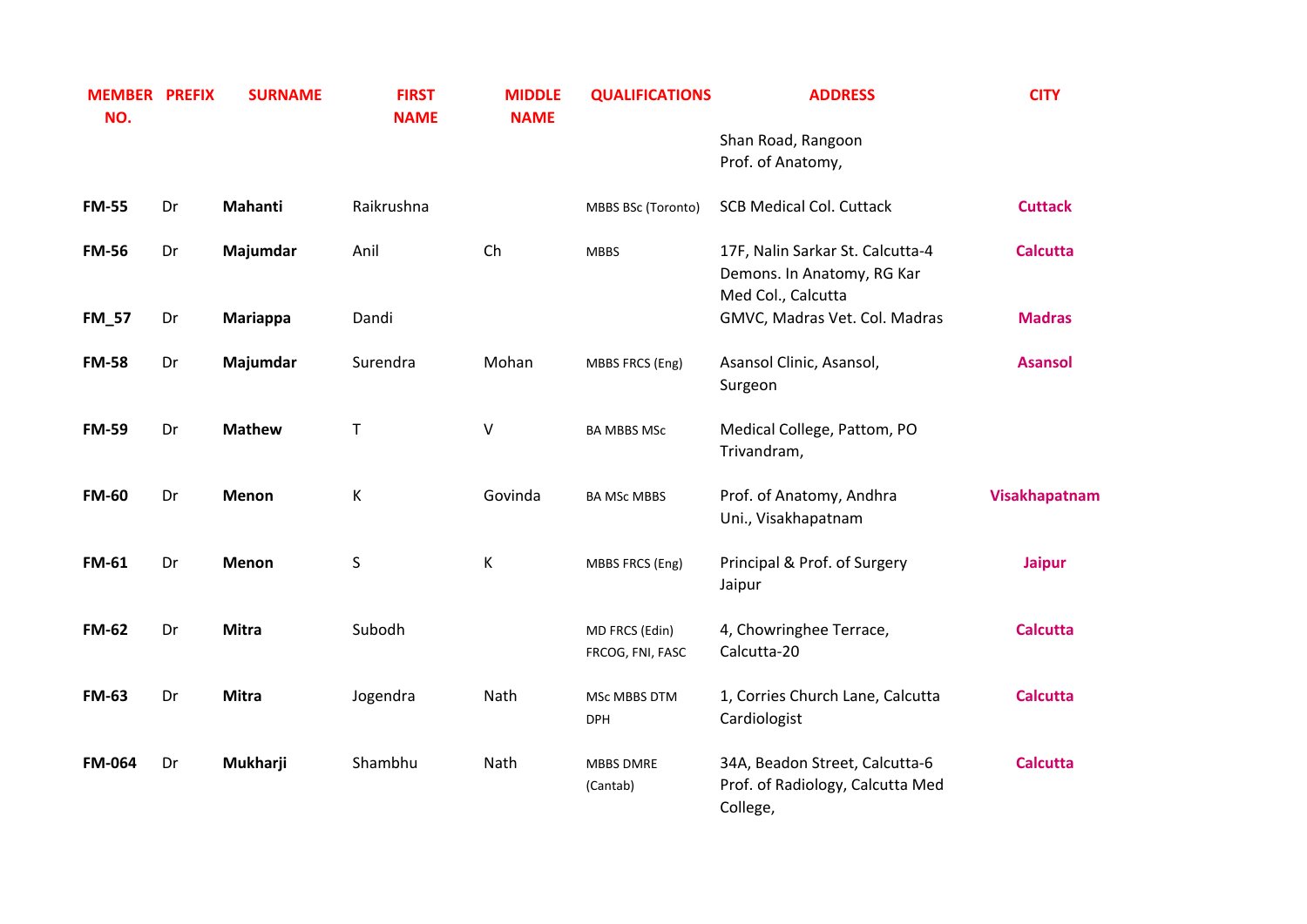| MEMBER NO. | PREFIX | SURNAME | FIRST NAME | MIDDLE NAME | QUALIFICATIONS | ADDRESS | CITY |
|---|---|---|---|---|---|---|---|
| | | | | | | Shan Road, Rangoon Prof. of Anatomy, | |
| **FM-55** | Dr | **Mahanti** | Raikrushna | | MBBS BSc (Toronto) | SCB Medical Col. Cuttack | **Cuttack** |
| **FM-56** | Dr | **Majumdar** | Anil | Ch | MBBS | 17F, Nalin Sarkar St. Calcutta-4 Demons. In Anatomy, RG Kar Med Col., Calcutta | **Calcutta** |
| **FM_57** | Dr | **Mariappa** | Dandi | | | GMVC, Madras Vet. Col. Madras | **Madras** |
| **FM-58** | Dr | **Majumdar** | Surendra | Mohan | MBBS FRCS (Eng) | Asansol Clinic, Asansol, Surgeon | **Asansol** |
| **FM-59** | Dr | **Mathew** | T | V | BA MBBS MSc | Medical College, Pattom, PO Trivandram, | |
| **FM-60** | Dr | **Menon** | K | Govinda | BA MSc MBBS | Prof. of Anatomy, Andhra Uni., Visakhapatnam | **Visakhapatnam** |
| **FM-61** | Dr | **Menon** | S | K | MBBS FRCS (Eng) | Principal & Prof. of Surgery Jaipur | **Jaipur** |
| **FM-62** | Dr | **Mitra** | Subodh | | MD FRCS (Edin) FRCOG, FNI, FASC | 4, Chowringhee Terrace, Calcutta-20 | **Calcutta** |
| **FM-63** | Dr | **Mitra** | Jogendra | Nath | MSc MBBS DTM DPH | 1, Corries Church Lane, Calcutta Cardiologist | **Calcutta** |
| **FM-064** | Dr | **Mukharji** | Shambhu | Nath | MBBS DMRE (Cantab) | 34A, Beadon Street, Calcutta-6 Prof. of Radiology, Calcutta Med College, | **Calcutta** |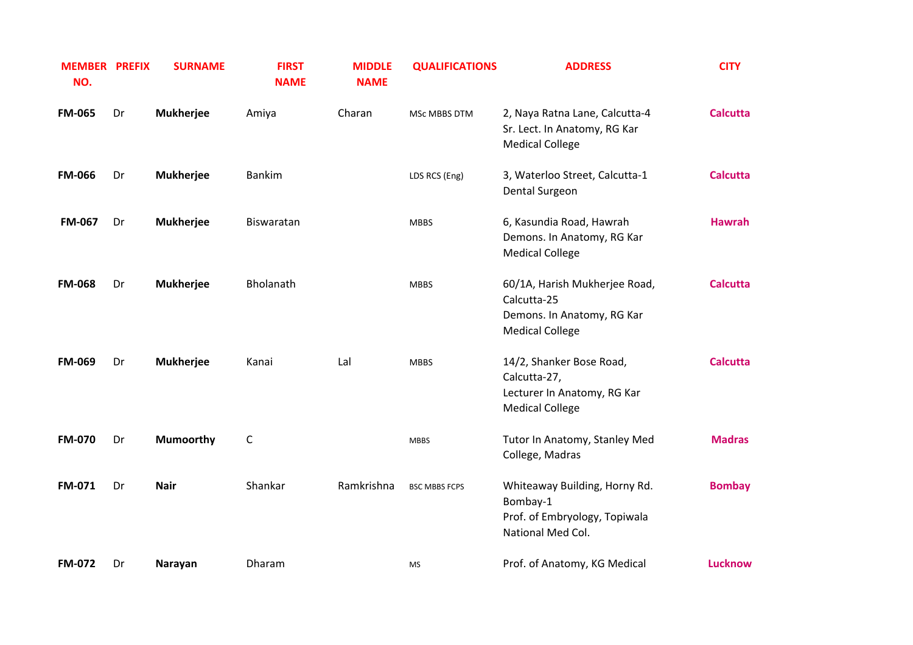| MEMBER NO. | PREFIX | SURNAME | FIRST NAME | MIDDLE NAME | QUALIFICATIONS | ADDRESS | CITY |
|---|---|---|---|---|---|---|---|
| **FM-065** | Dr | **Mukherjee** | Amiya | Charan | MSc MBBS DTM | 2, Naya Ratna Lane, Calcutta-4 Sr. Lect. In Anatomy, RG Kar Medical College | **Calcutta** |
| **FM-066** | Dr | **Mukherjee** | Bankim | | LDS RCS (Eng) | 3, Waterloo Street, Calcutta-1 Dental Surgeon | **Calcutta** |
| **FM-067** | Dr | **Mukherjee** | Biswaratan | | MBBS | 6, Kasundia Road, Hawrah Demons. In Anatomy, RG Kar Medical College | **Hawrah** |
| **FM-068** | Dr | **Mukherjee** | Bholanath | | MBBS | 60/1A, Harish Mukherjee Road, Calcutta-25 Demons. In Anatomy, RG Kar Medical College | **Calcutta** |
| **FM-069** | Dr | **Mukherjee** | Kanai | Lal | MBBS | 14/2, Shanker Bose Road, Calcutta-27, Lecturer In Anatomy, RG Kar Medical College | **Calcutta** |
| **FM-070** | Dr | **Mumoorthy** | C | | MBBS | Tutor In Anatomy, Stanley Med College, Madras | **Madras** |
| **FM-071** | Dr | **Nair** | Shankar | Ramkrishna | BSC MBBS FCPS | Whiteaway Building, Horny Rd. Bombay-1 Prof. of Embryology, Topiwala National Med Col. | **Bombay** |
| **FM-072** | Dr | **Narayan** | Dharam | | MS | Prof. of Anatomy, KG Medical | **Lucknow** |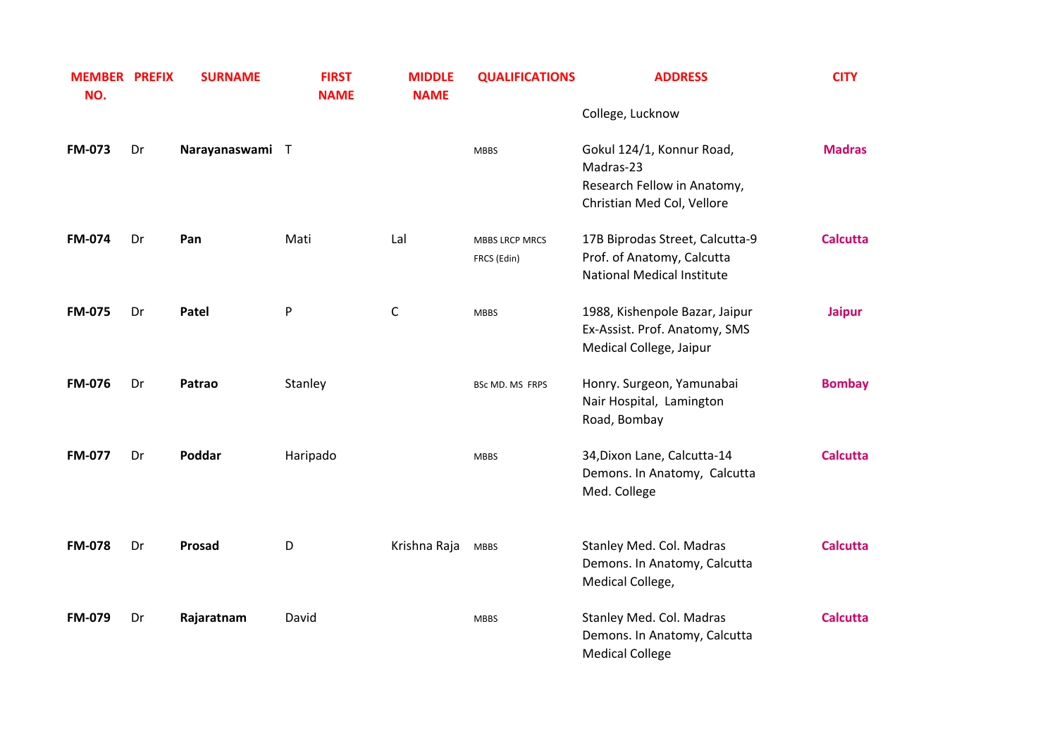| MEMBER NO. | PREFIX | SURNAME | FIRST NAME | MIDDLE NAME | QUALIFICATIONS | ADDRESS | CITY |
|---|---|---|---|---|---|---|---|
| | | | | | | College, Lucknow | |
| **FM-073** | Dr | **Narayanaswami** | T | | MBBS | Gokul 124/1, Konnur Road, Madras-23 Research Fellow in Anatomy, Christian Med Col, Vellore | **Madras** |
| **FM-074** | Dr | **Pan** | Mati | Lal | MBBS LRCP MRCS FRCS (Edin) | 17B Biprodas Street, Calcutta-9 Prof. of Anatomy, Calcutta National Medical Institute | **Calcutta** |
| **FM-075** | Dr | **Patel** | P | C | MBBS | 1988, Kishenpole Bazar, Jaipur Ex-Assist. Prof. Anatomy, SMS Medical College, Jaipur | **Jaipur** |
| **FM-076** | Dr | **Patrao** | Stanley | | BSc MD. MS FRPS | Honry. Surgeon, Yamunabai Nair Hospital, Lamington Road, Bombay | **Bombay** |
| **FM-077** | Dr | **Poddar** | Haripado | | MBBS | 34,Dixon Lane, Calcutta-14 Demons. In Anatomy, Calcutta Med. College | **Calcutta** |
| **FM-078** | Dr | **Prosad** | D | Krishna Raja | MBBS | Stanley Med. Col. Madras Demons. In Anatomy, Calcutta Medical College, | **Calcutta** |
| **FM-079** | Dr | **Rajaratnam** | David | | MBBS | Stanley Med. Col. Madras Demons. In Anatomy, Calcutta Medical College | **Calcutta** |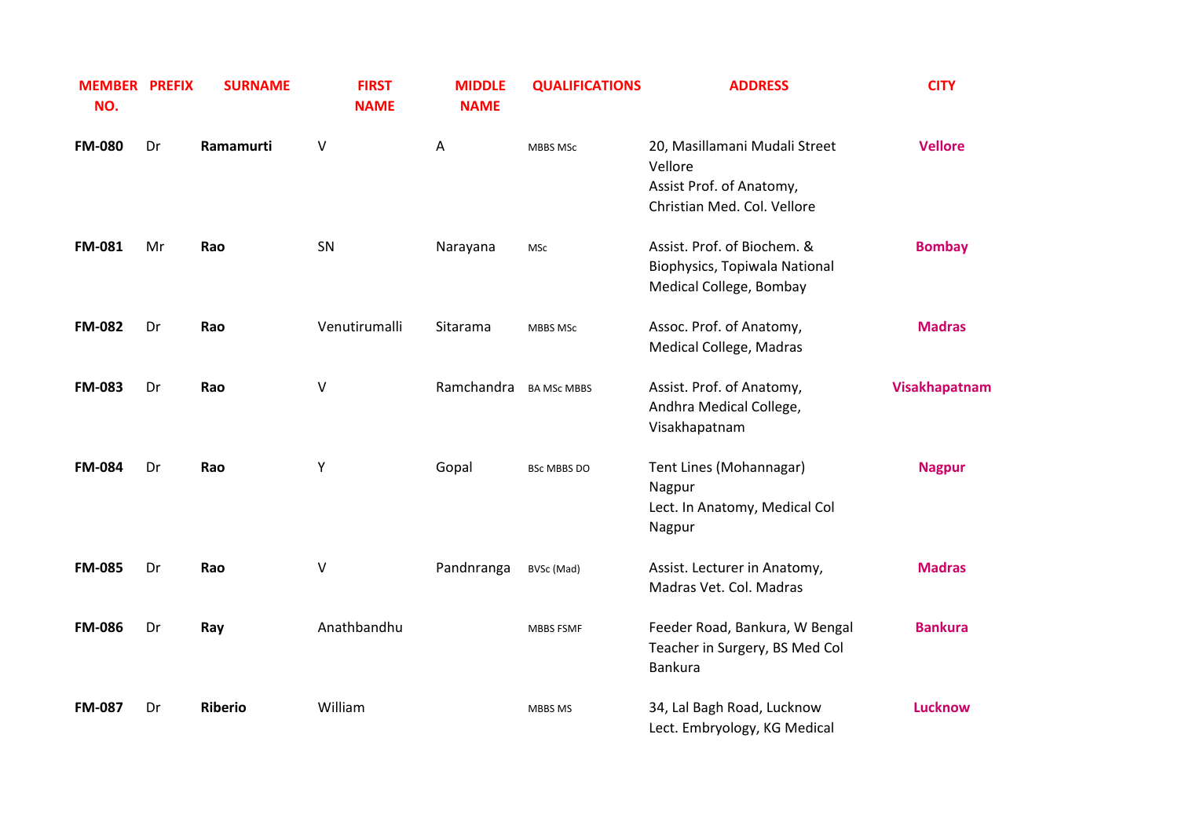| MEMBER NO. | PREFIX | SURNAME | FIRST NAME | MIDDLE NAME | QUALIFICATIONS | ADDRESS | CITY |
|---|---|---|---|---|---|---|---|
| **FM-080** | Dr | **Ramamurti** | V | A | MBBS MSc | 20, Masillamani Mudali Street Vellore Assist Prof. of Anatomy, Christian Med. Col. Vellore | **Vellore** |
| **FM-081** | Mr | **Rao** | SN | Narayana | MSc | Assist. Prof. of Biochem. & Biophysics, Topiwala National Medical College, Bombay | **Bombay** |
| **FM-082** | Dr | **Rao** | Venutirumalli | Sitarama | MBBS MSc | Assoc. Prof. of Anatomy, Medical College, Madras | **Madras** |
| **FM-083** | Dr | **Rao** | V | Ramchandra | BA MSc MBBS | Assist. Prof. of Anatomy, Andhra Medical College, Visakhapatnam | **Visakhapatnam** |
| **FM-084** | Dr | **Rao** | Y | Gopal | BSc MBBS DO | Tent Lines (Mohannagar) Nagpur Lect. In Anatomy, Medical Col Nagpur | **Nagpur** |
| **FM-085** | Dr | **Rao** | V | Pandnranga | BVSc (Mad) | Assist. Lecturer in Anatomy, Madras Vet. Col. Madras | **Madras** |
| **FM-086** | Dr | **Ray** | Anathbandhu | | MBBS FSMF | Feeder Road, Bankura, W Bengal Teacher in Surgery, BS Med Col Bankura | **Bankura** |
| **FM-087** | Dr | **Riberio** | William | | MBBS MS | 34, Lal Bagh Road, Lucknow Lect. Embryology, KG Medical | **Lucknow** |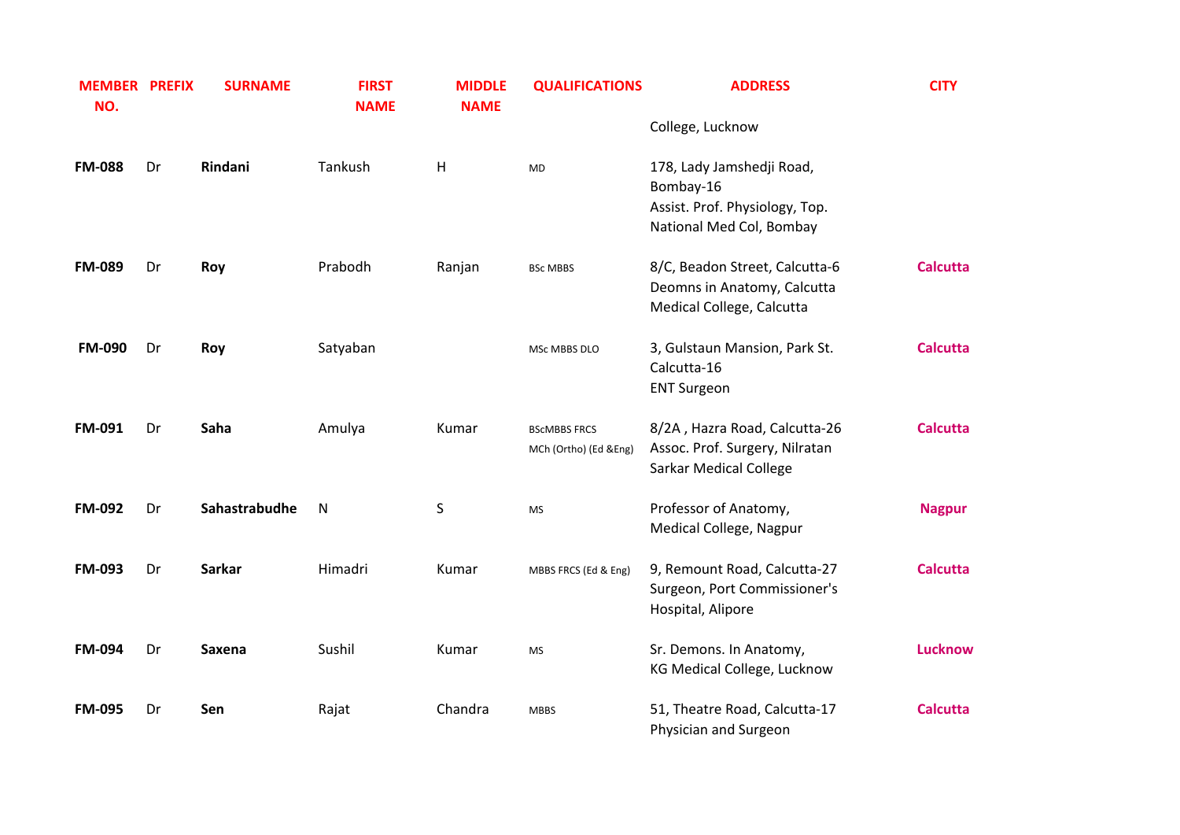| MEMBER NO. | PREFIX | SURNAME | FIRST NAME | MIDDLE NAME | QUALIFICATIONS | ADDRESS | CITY |
|---|---|---|---|---|---|---|---|
| | | | | | | College, Lucknow | |
| **FM-088** | Dr | **Rindani** | Tankush | H | MD | 178, Lady Jamshedji Road, Bombay-16<br>Assist. Prof. Physiology, Top. National Med Col, Bombay | |
| **FM-089** | Dr | **Roy** | Prabodh | Ranjan | BSc MBBS | 8/C, Beadon Street, Calcutta-6<br>Deomns in Anatomy, Calcutta Medical College, Calcutta | **Calcutta** |
| **FM-090** | Dr | **Roy** | Satyaban | | MSc MBBS DLO | 3, Gulstaun Mansion, Park St. Calcutta-16<br>ENT Surgeon | **Calcutta** |
| **FM-091** | Dr | **Saha** | Amulya | Kumar | BScMBBS FRCS MCh (Ortho) (Ed &Eng) | 8/2A , Hazra Road, Calcutta-26<br>Assoc. Prof. Surgery, Nilratan Sarkar Medical College | **Calcutta** |
| **FM-092** | Dr | **Sahastrabudhe** | N | S | MS | Professor of Anatomy, Medical College, Nagpur | **Nagpur** |
| **FM-093** | Dr | **Sarkar** | Himadri | Kumar | MBBS FRCS (Ed & Eng) | 9, Remount Road, Calcutta-27<br>Surgeon, Port Commissioner's Hospital, Alipore | **Calcutta** |
| **FM-094** | Dr | **Saxena** | Sushil | Kumar | MS | Sr. Demons. In Anatomy, KG Medical College, Lucknow | **Lucknow** |
| **FM-095** | Dr | **Sen** | Rajat | Chandra | MBBS | 51, Theatre Road, Calcutta-17<br>Physician and Surgeon | **Calcutta** |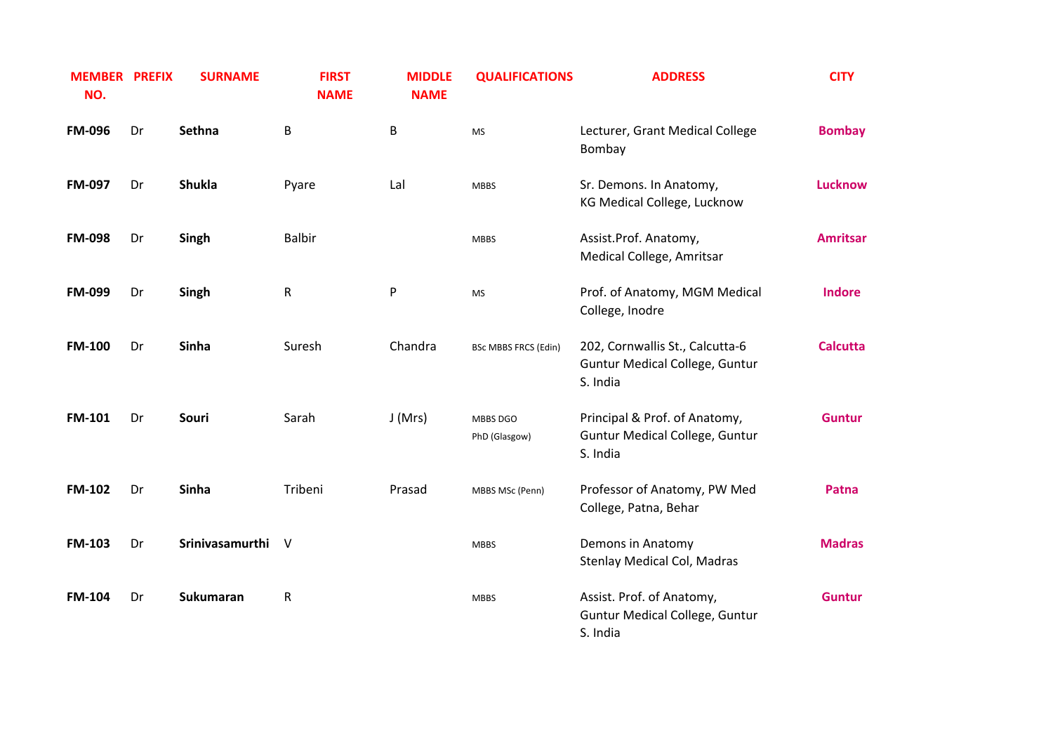| MEMBER NO. | PREFIX | SURNAME | FIRST NAME | MIDDLE NAME | QUALIFICATIONS | ADDRESS | CITY |
|---|---|---|---|---|---|---|---|
| **FM-096** | Dr | **Sethna** | B | B | MS | Lecturer, Grant Medical College Bombay | **Bombay** |
| **FM-097** | Dr | **Shukla** | Pyare | Lal | MBBS | Sr. Demons. In Anatomy, KG Medical College, Lucknow | **Lucknow** |
| **FM-098** | Dr | **Singh** | Balbir | | MBBS | Assist.Prof. Anatomy, Medical College, Amritsar | **Amritsar** |
| **FM-099** | Dr | **Singh** | R | P | MS | Prof. of Anatomy, MGM Medical College, Inodre | **Indore** |
| **FM-100** | Dr | **Sinha** | Suresh | Chandra | BSc MBBS FRCS (Edin) | 202, Cornwallis St., Calcutta-6 Guntur Medical College, Guntur S. India | **Calcutta** |
| **FM-101** | Dr | **Souri** | Sarah | J (Mrs) | MBBS DGO PhD (Glasgow) | Principal & Prof. of Anatomy, Guntur Medical College, Guntur S. India | **Guntur** |
| **FM-102** | Dr | **Sinha** | Tribeni | Prasad | MBBS MSc (Penn) | Professor of Anatomy, PW Med College, Patna, Behar | **Patna** |
| **FM-103** | Dr | **Srinivasamurthi** | V | | MBBS | Demons in Anatomy Stenlay Medical Col, Madras | **Madras** |
| **FM-104** | Dr | **Sukumaran** | R | | MBBS | Assist. Prof. of Anatomy, Guntur Medical College, Guntur S. India | **Guntur** |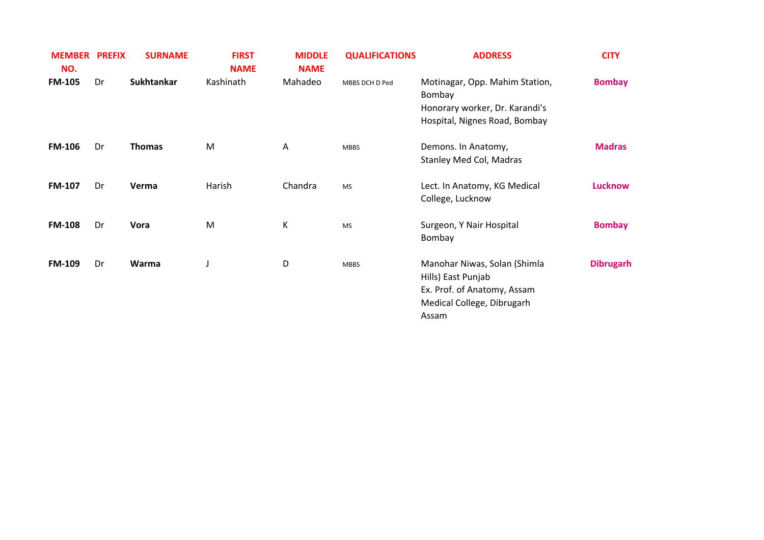| MEMBER NO. | PREFIX | SURNAME | FIRST NAME | MIDDLE NAME | QUALIFICATIONS | ADDRESS | CITY |
|---|---|---|---|---|---|---|---|
| **FM-105** | Dr | **Sukhtankar** | Kashinath | Mahadeo | MBBS DCH D Ped | Motinagar, Opp. Mahim Station, Bombay<br>Honorary worker, Dr. Karandi's Hospital, Nignes Road, Bombay | **Bombay** |
| **FM-106** | Dr | **Thomas** | M | A | MBBS | Demons. In Anatomy, Stanley Med Col, Madras | **Madras** |
| **FM-107** | Dr | **Verma** | Harish | Chandra | MS | Lect. In Anatomy, KG Medical College, Lucknow | **Lucknow** |
| **FM-108** | Dr | **Vora** | M | K | MS | Surgeon, Y Nair Hospital Bombay | **Bombay** |
| **FM-109** | Dr | **Warma** | J | D | MBBS | Manohar Niwas, Solan (Shimla Hills) East Punjab<br>Ex. Prof. of Anatomy, Assam Medical College, Dibrugarh Assam | **Dibrugarh** |